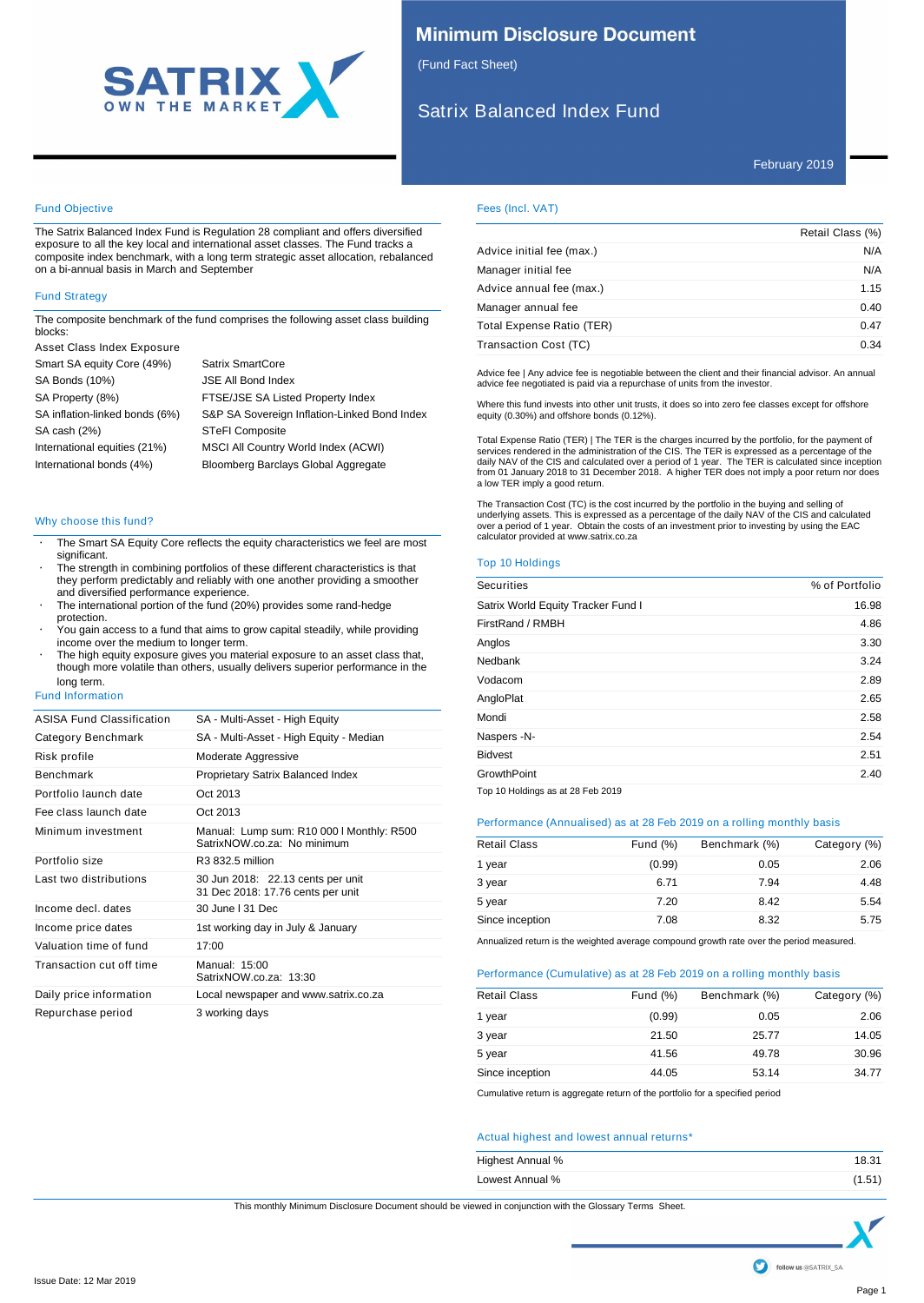# Minimum Disclosure Document

(Fund Fact Sheet)

## Satrix Balanced Index Fund

February 2019

### Fund Objective

The Satrix Balanced Index Fund is Regulation 28 compliant and offers diversified exposure to all the key local and international asset classes. The Fund tracks a composite index benchmark, with a long term strategic asset allocation, rebalanced on a bi-annual basis in March and September

### Fund Strategy

The composite benchmark of the fund comprises the following asset class building blocks:

| Asset Class | Index Exposure |
|---|---|
| Smart SA equity Core (49%) | Satrix SmartCore |
| SA Bonds (10%) | JSE All Bond Index |
| SA Property (8%) | FTSE/JSE SA Listed Property Index |
| SA inflation-linked bonds (6%) | S&P SA Sovereign Inflation-Linked Bond Index |
| SA cash (2%) | STeFI Composite |
| International equities (21%) | MSCI All Country World Index (ACWI) |
| International bonds (4%) | Bloomberg Barclays Global Aggregate |

### Why choose this fund?

- The Smart SA Equity Core reflects the equity characteristics we feel are most significant.
- The strength in combining portfolios of these different characteristics is that they perform predictably and reliably with one another providing a smoother and diversified performance experience.
- The international portion of the fund (20%) provides some rand-hedge protection.
- You gain access to a fund that aims to grow capital steadily, while providing income over the medium to longer term.
- The high equity exposure gives you material exposure to an asset class that, though more volatile than others, usually delivers superior performance in the long term.

### Fund Information

| | |
|---|---|
| ASISA Fund Classification | SA - Multi-Asset - High Equity |
| Category Benchmark | SA - Multi-Asset - High Equity - Median |
| Risk profile | Moderate Aggressive |
| Benchmark | Proprietary Satrix Balanced Index |
| Portfolio launch date | Oct 2013 |
| Fee class launch date | Oct 2013 |
| Minimum investment | Manual: Lump sum: R10 000 I Monthly: R500<br>SatrixNOW.co.za: No minimum |
| Portfolio size | R3 832.5 million |
| Last two distributions | 30 Jun 2018: 22.13 cents per unit<br>31 Dec 2018: 17.76 cents per unit |
| Income decl. dates | 30 June I 31 Dec |
| Income price dates | 1st working day in July & January |
| Valuation time of fund | 17:00 |
| Transaction cut off time | Manual: 15:00<br>SatrixNOW.co.za: 13:30 |
| Daily price information | Local newspaper and www.satrix.co.za |
| Repurchase period | 3 working days |

### Fees (Incl. VAT)

| | Retail Class (%) |
|---|---|
| Advice initial fee (max.) | N/A |
| Manager initial fee | N/A |
| Advice annual fee (max.) | 1.15 |
| Manager annual fee | 0.40 |
| Total Expense Ratio (TER) | 0.47 |
| Transaction Cost (TC) | 0.34 |

Advice fee | Any advice fee is negotiable between the client and their financial advisor. An annual advice fee negotiated is paid via a repurchase of units from the investor.

Where this fund invests into other unit trusts, it does so into zero fee classes except for offshore equity (0.30%) and offshore bonds (0.12%).

Total Expense Ratio (TER) | The TER is the charges incurred by the portfolio, for the payment of services rendered in the administration of the CIS. The TER is expressed as a percentage of the daily NAV of the CIS and calculated over a period of 1 year. The TER is calculated since inception from 01 January 2018 to 31 December 2018. A higher TER does not imply a poor return nor does a low TER imply a good return.

The Transaction Cost (TC) is the cost incurred by the portfolio in the buying and selling of underlying assets. This is expressed as a percentage of the daily NAV of the CIS and calculated over a period of 1 year. Obtain the costs of an investment prior to investing by using the EAC calculator provided at www.satrix.co.za

### Top 10 Holdings

| Securities | % of Portfolio |
|---|---|
| Satrix World Equity Tracker Fund I | 16.98 |
| FirstRand / RMBH | 4.86 |
| Anglos | 3.30 |
| Nedbank | 3.24 |
| Vodacom | 2.89 |
| AngloPlat | 2.65 |
| Mondi | 2.58 |
| Naspers -N- | 2.54 |
| Bidvest | 2.51 |
| GrowthPoint | 2.40 |

Top 10 Holdings as at 28 Feb 2019

### Performance (Annualised) as at 28 Feb 2019 on a rolling monthly basis

| Retail Class | Fund (%) | Benchmark (%) | Category (%) |
|---|---|---|---|
| 1 year | (0.99) | 0.05 | 2.06 |
| 3 year | 6.71 | 7.94 | 4.48 |
| 5 year | 7.20 | 8.42 | 5.54 |
| Since inception | 7.08 | 8.32 | 5.75 |

Annualized return is the weighted average compound growth rate over the period measured.

### Performance (Cumulative) as at 28 Feb 2019 on a rolling monthly basis

| Retail Class | Fund (%) | Benchmark (%) | Category (%) |
|---|---|---|---|
| 1 year | (0.99) | 0.05 | 2.06 |
| 3 year | 21.50 | 25.77 | 14.05 |
| 5 year | 41.56 | 49.78 | 30.96 |
| Since inception | 44.05 | 53.14 | 34.77 |

Cumulative return is aggregate return of the portfolio for a specified period

### Actual highest and lowest annual returns*

| | |
|---|---|
| Highest Annual % | 18.31 |
| Lowest Annual % | (1.51) |

This monthly Minimum Disclosure Document should be viewed in conjunction with the Glossary Terms Sheet.

follow us @SATRIX_SA

Issue Date: 12 Mar 2019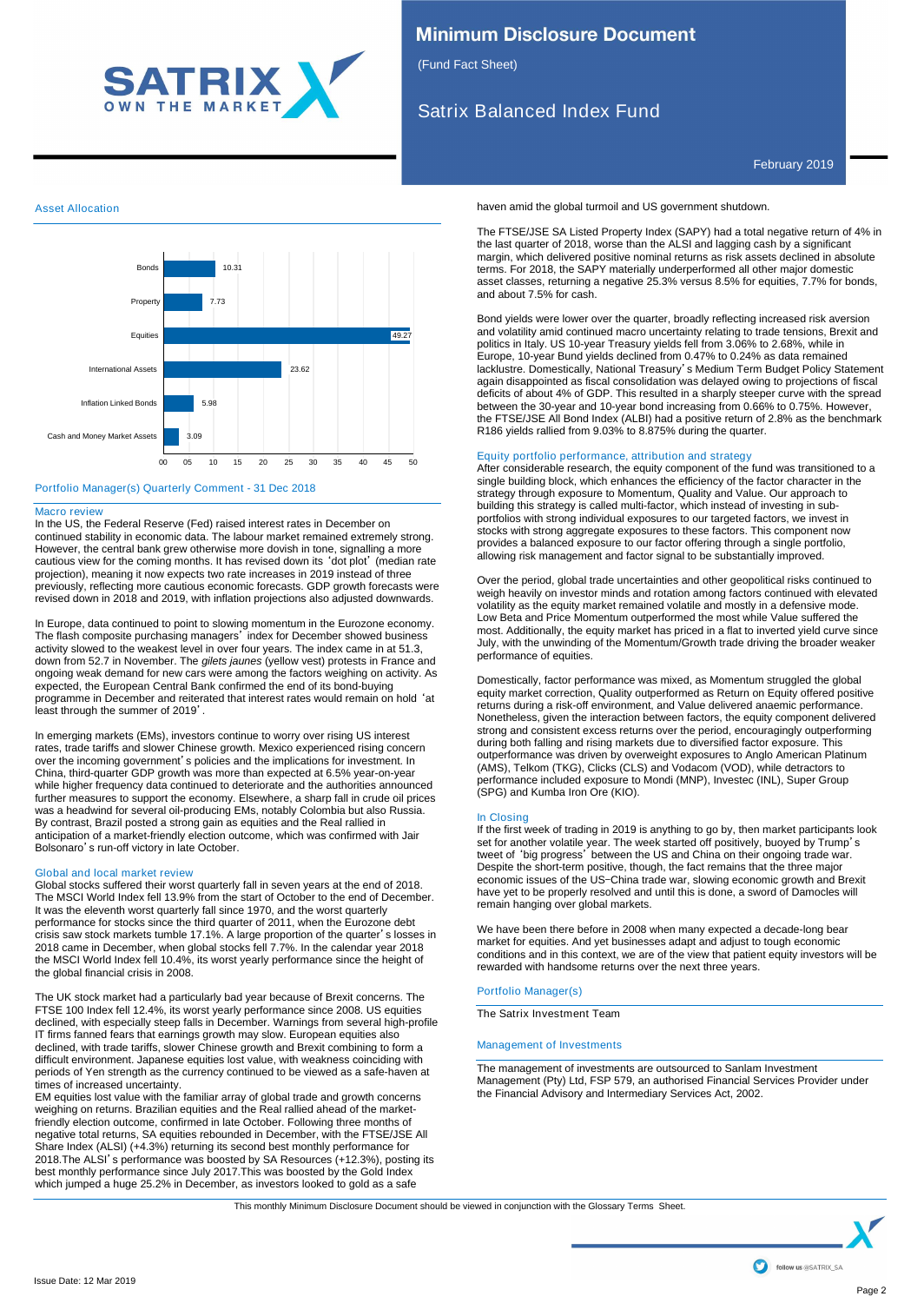# Minimum Disclosure Document

(Fund Fact Sheet)

## Satrix Balanced Index Fund

February 2019

### Asset Allocation

| Asset | % |
|---|---|
| Bonds | 10.31 |
| Property | 7.73 |
| Equities | 49.27 |
| International Assets | 23.62 |
| Inflation Linked Bonds | 5.98 |
| Cash and Money Market Assets | 3.09 |

### Portfolio Manager(s) Quarterly Comment - 31 Dec 2018

#### Macro review

In the US, the Federal Reserve (Fed) raised interest rates in December on continued stability in economic data. The labour market remained extremely strong. However, the central bank grew otherwise more dovish in tone, signalling a more cautious view for the coming months. It has revised down its 'dot plot' (median rate projection), meaning it now expects two rate increases in 2019 instead of three previously, reflecting more cautious economic forecasts. GDP growth forecasts were revised down in 2018 and 2019, with inflation projections also adjusted downwards.

In Europe, data continued to point to slowing momentum in the Eurozone economy. The flash composite purchasing managers' index for December showed business activity slowed to the weakest level in over four years. The index came in at 51.3, down from 52.7 in November. The *gilets jaunes* (yellow vest) protests in France and ongoing weak demand for new cars were among the factors weighing on activity. As expected, the European Central Bank confirmed the end of its bond-buying programme in December and reiterated that interest rates would remain on hold 'at least through the summer of 2019'.

In emerging markets (EMs), investors continue to worry over rising US interest rates, trade tariffs and slower Chinese growth. Mexico experienced rising concern over the incoming government's policies and the implications for investment. In China, third-quarter GDP growth was more than expected at 6.5% year-on-year while higher frequency data continued to deteriorate and the authorities announced further measures to support the economy. Elsewhere, a sharp fall in crude oil prices was a headwind for several oil-producing EMs, notably Colombia but also Russia. By contrast, Brazil posted a strong gain as equities and the Real rallied in anticipation of a market-friendly election outcome, which was confirmed with Jair Bolsonaro's run-off victory in late October.

#### Global and local market review

Global stocks suffered their worst quarterly fall in seven years at the end of 2018. The MSCI World Index fell 13.9% from the start of October to the end of December. It was the eleventh worst quarterly fall since 1970, and the worst quarterly performance for stocks since the third quarter of 2011, when the Eurozone debt crisis saw stock markets tumble 17.1%. A large proportion of the quarter's losses in 2018 came in December, when global stocks fell 7.7%. In the calendar year 2018 the MSCI World Index fell 10.4%, its worst yearly performance since the height of the global financial crisis in 2008.

The UK stock market had a particularly bad year because of Brexit concerns. The FTSE 100 Index fell 12.4%, its worst yearly performance since 2008. US equities declined, with especially steep falls in December. Warnings from several high-profile IT firms fanned fears that earnings growth may slow. European equities also declined, with trade tariffs, slower Chinese growth and Brexit combining to form a difficult environment. Japanese equities lost value, with weakness coinciding with periods of Yen strength as the currency continued to be viewed as a safe-haven at times of increased uncertainty.
EM equities lost value with the familiar array of global trade and growth concerns weighing on returns. Brazilian equities and the Real rallied ahead of the market-friendly election outcome, confirmed in late October. Following three months of negative total returns, SA equities rebounded in December, with the FTSE/JSE All Share Index (ALSI) (+4.3%) returning its second best monthly performance for 2018.The ALSI's performance was boosted by SA Resources (+12.3%), posting its best monthly performance since July 2017.This was boosted by the Gold Index which jumped a huge 25.2% in December, as investors looked to gold as a safe haven amid the global turmoil and US government shutdown.

The FTSE/JSE SA Listed Property Index (SAPY) had a total negative return of 4% in the last quarter of 2018, worse than the ALSI and lagging cash by a significant margin, which delivered positive nominal returns as risk assets declined in absolute terms. For 2018, the SAPY materially underperformed all other major domestic asset classes, returning a negative 25.3% versus 8.5% for equities, 7.7% for bonds, and about 7.5% for cash.

Bond yields were lower over the quarter, broadly reflecting increased risk aversion and volatility amid continued macro uncertainty relating to trade tensions, Brexit and politics in Italy. US 10-year Treasury yields fell from 3.06% to 2.68%, while in Europe, 10-year Bund yields declined from 0.47% to 0.24% as data remained lacklustre. Domestically, National Treasury's Medium Term Budget Policy Statement again disappointed as fiscal consolidation was delayed owing to projections of fiscal deficits of about 4% of GDP. This resulted in a sharply steeper curve with the spread between the 30-year and 10-year bond increasing from 0.66% to 0.75%. However, the FTSE/JSE All Bond Index (ALBI) had a positive return of 2.8% as the benchmark R186 yields rallied from 9.03% to 8.875% during the quarter.

#### Equity portfolio performance, attribution and strategy

After considerable research, the equity component of the fund was transitioned to a single building block, which enhances the efficiency of the factor character in the strategy through exposure to Momentum, Quality and Value. Our approach to building this strategy is called multi-factor, which instead of investing in sub-portfolios with strong individual exposures to our targeted factors, we invest in stocks with strong aggregate exposures to these factors. This component now provides a balanced exposure to our factor offering through a single portfolio, allowing risk management and factor signal to be substantially improved.

Over the period, global trade uncertainties and other geopolitical risks continued to weigh heavily on investor minds and rotation among factors continued with elevated volatility as the equity market remained volatile and mostly in a defensive mode. Low Beta and Price Momentum outperformed the most while Value suffered the most. Additionally, the equity market has priced in a flat to inverted yield curve since July, with the unwinding of the Momentum/Growth trade driving the broader weaker performance of equities.

Domestically, factor performance was mixed, as Momentum struggled the global equity market correction, Quality outperformed as Return on Equity offered positive returns during a risk-off environment, and Value delivered anaemic performance. Nonetheless, given the interaction between factors, the equity component delivered strong and consistent excess returns over the period, encouragingly outperforming during both falling and rising markets due to diversified factor exposure. This outperformance was driven by overweight exposures to Anglo American Platinum (AMS), Telkom (TKG), Clicks (CLS) and Vodacom (VOD), while detractors to performance included exposure to Mondi (MNP), Investec (INL), Super Group (SPG) and Kumba Iron Ore (KIO).

#### In Closing

If the first week of trading in 2019 is anything to go by, then market participants look set for another volatile year. The week started off positively, buoyed by Trump's tweet of 'big progress' between the US and China on their ongoing trade war. Despite the short-term positive, though, the fact remains that the three major economic issues of the US-China trade war, slowing economic growth and Brexit have yet to be properly resolved and until this is done, a sword of Damocles will remain hanging over global markets.

We have been there before in 2008 when many expected a decade-long bear market for equities. And yet businesses adapt and adjust to tough economic conditions and in this context, we are of the view that patient equity investors will be rewarded with handsome returns over the next three years.

### Portfolio Manager(s)

The Satrix Investment Team

### Management of Investments

The management of investments are outsourced to Sanlam Investment Management (Pty) Ltd, FSP 579, an authorised Financial Services Provider under the Financial Advisory and Intermediary Services Act, 2002.

This monthly Minimum Disclosure Document should be viewed in conjunction with the Glossary Terms Sheet.

Issue Date: 12 Mar 2019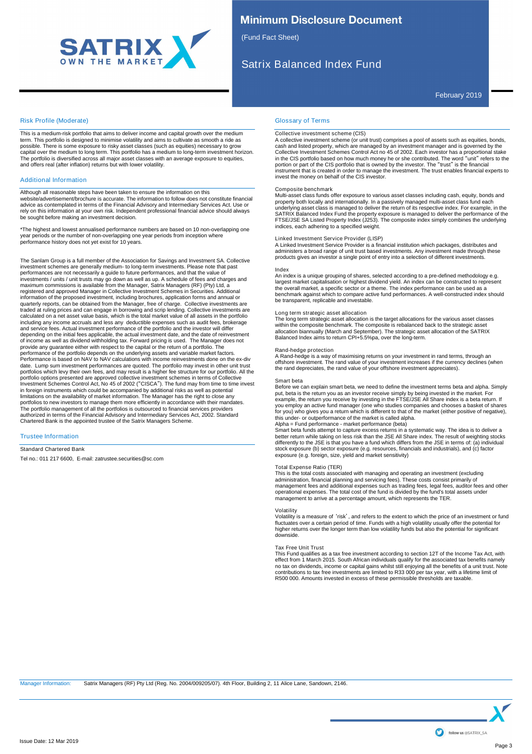# Minimum Disclosure Document

(Fund Fact Sheet)

## Satrix Balanced Index Fund

February 2019

## Risk Profile (Moderate)

This is a medium-risk portfolio that aims to deliver income and capital growth over the medium term. This portfolio is designed to minimise volatility and aims to cultivate as smooth a ride as possible. There is some exposure to risky asset classes (such as equities) necessary to grow capital over the medium to long term. This portfolio has a medium to long-term investment horizon. The portfolio is diversified across all major asset classes with an average exposure to equities, and offers real (after inflation) returns but with lower volatility.

## Additional Information

Although all reasonable steps have been taken to ensure the information on this website/advertisement/brochure is accurate. The information to follow does not constitute financial advice as contemplated in terms of the Financial Advisory and Intermediary Services Act. Use or rely on this information at your own risk. Independent professional financial advice should always be sought before making an investment decision.

*The highest and lowest annualised performance numbers are based on 10 non-overlapping one year periods or the number of non-overlapping one year periods from inception where performance history does not yet exist for 10 years.

The Sanlam Group is a full member of the Association for Savings and Investment SA. Collective investment schemes are generally medium- to long-term investments. Please note that past performances are not necessarily a guide to future performances, and that the value of investments / units / unit trusts may go down as well as up. A schedule of fees and charges and maximum commissions is available from the Manager, Satrix Managers (RF) (Pty) Ltd, a registered and approved Manager in Collective Investment Schemes in Securities. Additional information of the proposed investment, including brochures, application forms and annual or quarterly reports, can be obtained from the Manager, free of charge. Collective investments are traded at ruling prices and can engage in borrowing and scrip lending. Collective investments are calculated on a net asset value basis, which is the total market value of all assets in the portfolio including any income accruals and less any deductible expenses such as audit fees, brokerage and service fees. Actual investment performance of the portfolio and the investor will differ depending on the initial fees applicable, the actual investment date, and the date of reinvestment of income as well as dividend withholding tax. Forward pricing is used. The Manager does not provide any guarantee either with respect to the capital or the return of a portfolio. The performance of the portfolio depends on the underlying assets and variable market factors. Performance is based on NAV to NAV calculations with income reinvestments done on the ex-div date. Lump sum investment performances are quoted. The portfolio may invest in other unit trust portfolios which levy their own fees, and may result is a higher fee structure for our portfolio. All the portfolio options presented are approved collective investment schemes in terms of Collective Investment Schemes Control Act, No 45 of 2002 ("CISCA"). The fund may from time to time invest in foreign instruments which could be accompanied by additional risks as well as potential limitations on the availability of market information. The Manager has the right to close any portfolios to new investors to manage them more efficiently in accordance with their mandates. The portfolio management of all the portfolios is outsourced to financial services providers authorized in terms of the Financial Advisory and Intermediary Services Act, 2002. Standard Chartered Bank is the appointed trustee of the Satrix Managers Scheme.

## Trustee Information

Standard Chartered Bank

Tel no.: 011 217 6600, E-mail: zatrustee.securities@sc.com

## Glossary of Terms

**Collective investment scheme (CIS)**

A collective investment scheme (or unit trust) comprises a pool of assets such as equities, bonds, cash and listed property, which are managed by an investment manager and is governed by the Collective Investment Schemes Control Act no 45 of 2002. Each investor has a proportional stake in the CIS portfolio based on how much money he or she contributed. The word "unit" refers to the portion or part of the CIS portfolio that is owned by the investor. The "trust" is the financial instrument that is created in order to manage the investment. The trust enables financial experts to invest the money on behalf of the CIS investor.

**Composite benchmark**

Multi-asset class funds offer exposure to various asset classes including cash, equity, bonds and property both locally and internationally. In a passively managed multi-asset class fund each underlying asset class is managed to deliver the return of its respective index. For example, in the SATRIX Balanced Index Fund the property exposure is managed to deliver the performance of the FTSE/JSE SA Listed Property Index (J253). The composite index simply combines the underlying indices, each adhering to a specified weight.

**Linked Investment Service Provider (LISP)**

A Linked Investment Service Provider is a financial institution which packages, distributes and administers a broad range of unit trust based investments. Any investment made through these products gives an investor a single point of entry into a selection of different investments.

**Index**

An index is a unique grouping of shares, selected according to a pre-defined methodology e.g. largest market capitalisation or highest dividend yield. An index can be constructed to represent the overall market, a specific sector or a theme. The index performance can be used as a benchmark against which to compare active fund performances. A well-constructed index should be transparent, replicable and investable.

**Long term strategic asset allocation**

The long term strategic asset allocation is the target allocations for the various asset classes within the composite benchmark. The composite is rebalanced back to the strategic asset allocation biannually (March and September). The strategic asset allocation of the SATRIX Balanced Index aims to return CPI+5.5%pa, over the long-term.

**Rand-hedge protection**

A Rand-hedge is a way of maximising returns on your investment in rand terms, through an offshore investment. The rand value of your investment increases if the currency declines (when the rand depreciates, the rand value of your offshore investment appreciates).

**Smart beta**

Before we can explain smart beta, we need to define the investment terms beta and alpha. Simply put, beta is the return you as an investor receive simply by being invested in the market. For example, the return you receive by investing in the FTSE/JSE All Share index is a beta return. If you employ an active fund manager (one who studies companies and chooses a basket of shares for you) who gives you a return which is different to that of the market (either positive of negative), this under- or outperformance of the market is called alpha.

Alpha = Fund performance - market performance (beta)

Smart beta funds attempt to capture excess returns in a systematic way. The idea is to deliver a better return while taking on less risk than the JSE All Share index. The result of weighting stocks differently to the JSE is that you have a fund which differs from the JSE in terms of: (a) individual stock exposure (b) sector exposure (e.g. resources, financials and industrials), and (c) factor exposure (e.g. foreign, size, yield and market sensitivity)

**Total Expense Ratio (TER)**

This is the total costs associated with managing and operating an investment (excluding administration, financial planning and servicing fees). These costs consist primarily of management fees and additional expenses such as trading fees, legal fees, auditor fees and other operational expenses. The total cost of the fund is divided by the fund's total assets under management to arrive at a percentage amount, which represents the TER.

**Volatility**

Volatility is a measure of 'risk', and refers to the extent to which the price of an investment or fund fluctuates over a certain period of time. Funds with a high volatility usually offer the potential for higher returns over the longer term than low volatility funds but also the potential for significant downside.

**Tax Free Unit Trust**

This Fund qualifies as a tax free investment according to section 12T of the Income Tax Act, with effect from 1 March 2015. South African individuals qualify for the associated tax benefits namely no tax on dividends, income or capital gains whilst still enjoying all the benefits of a unit trust. Note contributions to tax free investments are limited to R33 000 per tax year, with a lifetime limit of R500 000. Amounts invested in excess of these permissible thresholds are taxable.

Manager Information: Satrix Managers (RF) Pty Ltd (Reg. No. 2004/009205/07). 4th Floor, Building 2, 11 Alice Lane, Sandown, 2146.

Issue Date: 12 Mar 2019